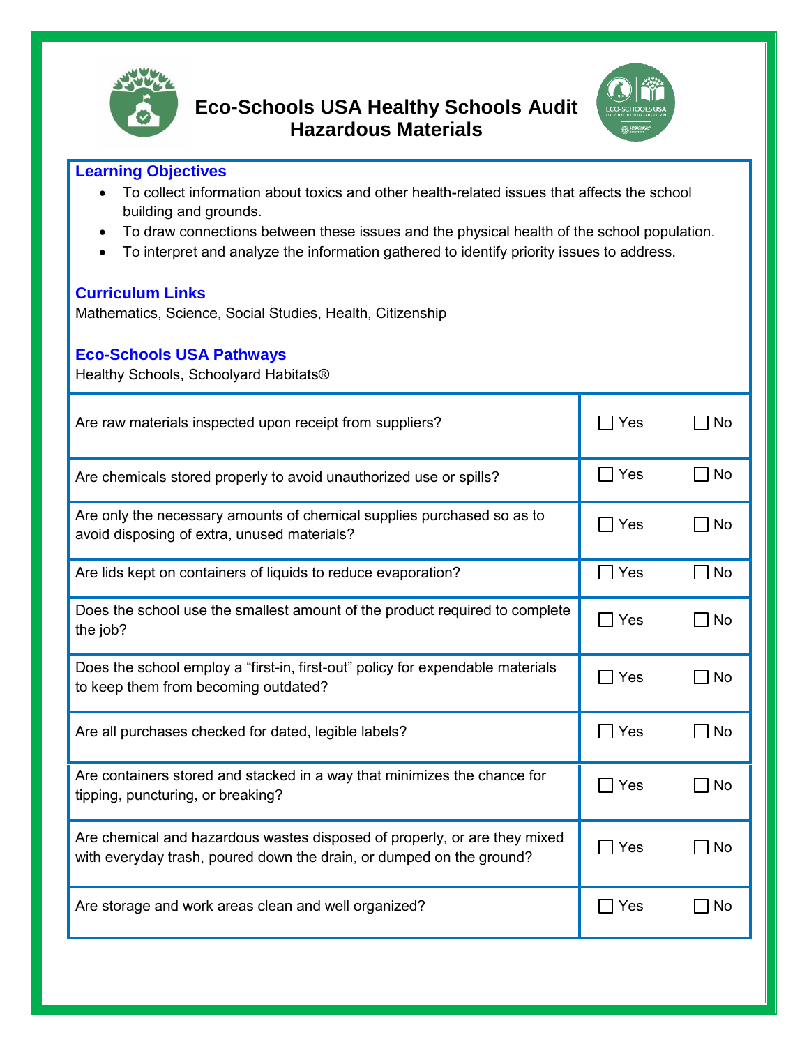# Eco-Schools USA Healthy Schools Audit
# Hazardous Materials

## Learning Objectives

- To collect information about toxics and other health-related issues that affects the school building and grounds.
- To draw connections between these issues and the physical health of the school population.
- To interpret and analyze the information gathered to identify priority issues to address.

## Curriculum Links

Mathematics, Science, Social Studies, Health, Citizenship

## Eco-Schools USA Pathways

Healthy Schools, Schoolyard Habitats®

| Question | Yes | No |
|---|---|---|
| Are raw materials inspected upon receipt from suppliers? | ☐ Yes | ☐ No |
| Are chemicals stored properly to avoid unauthorized use or spills? | ☐ Yes | ☐ No |
| Are only the necessary amounts of chemical supplies purchased so as to avoid disposing of extra, unused materials? | ☐ Yes | ☐ No |
| Are lids kept on containers of liquids to reduce evaporation? | ☐ Yes | ☐ No |
| Does the school use the smallest amount of the product required to complete the job? | ☐ Yes | ☐ No |
| Does the school employ a "first-in, first-out" policy for expendable materials to keep them from becoming outdated? | ☐ Yes | ☐ No |
| Are all purchases checked for dated, legible labels? | ☐ Yes | ☐ No |
| Are containers stored and stacked in a way that minimizes the chance for tipping, puncturing, or breaking? | ☐ Yes | ☐ No |
| Are chemical and hazardous wastes disposed of properly, or are they mixed with everyday trash, poured down the drain, or dumped on the ground? | ☐ Yes | ☐ No |
| Are storage and work areas clean and well organized? | ☐ Yes | ☐ No |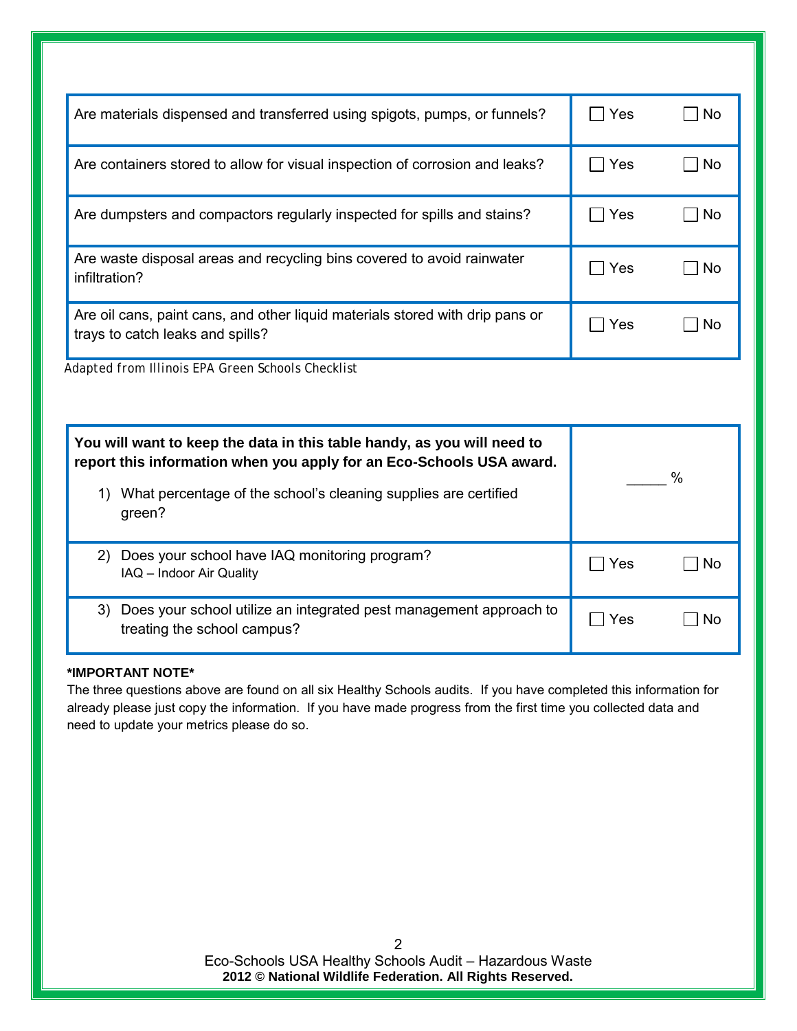| | | |
|---|---|---|
| Are materials dispensed and transferred using spigots, pumps, or funnels? | ☐ Yes | ☐ No |
| Are containers stored to allow for visual inspection of corrosion and leaks? | ☐ Yes | ☐ No |
| Are dumpsters and compactors regularly inspected for spills and stains? | ☐ Yes | ☐ No |
| Are waste disposal areas and recycling bins covered to avoid rainwater infiltration? | ☐ Yes | ☐ No |
| Are oil cans, paint cans, and other liquid materials stored with drip pans or trays to catch leaks and spills? | ☐ Yes | ☐ No |

*Adapted from Illinois EPA Green Schools Checklist*

| | | |
|---|---|---|
| **You will want to keep the data in this table handy, as you will need to report this information when you apply for an Eco-Schools USA award.** 1) What percentage of the school's cleaning supplies are certified green? | _____ % | |
| 2) Does your school have IAQ monitoring program? IAQ – Indoor Air Quality | ☐ Yes | ☐ No |
| 3) Does your school utilize an integrated pest management approach to treating the school campus? | ☐ Yes | ☐ No |

**\*IMPORTANT NOTE\***

The three questions above are found on all six Healthy Schools audits. If you have completed this information for already please just copy the information. If you have made progress from the first time you collected data and need to update your metrics please do so.